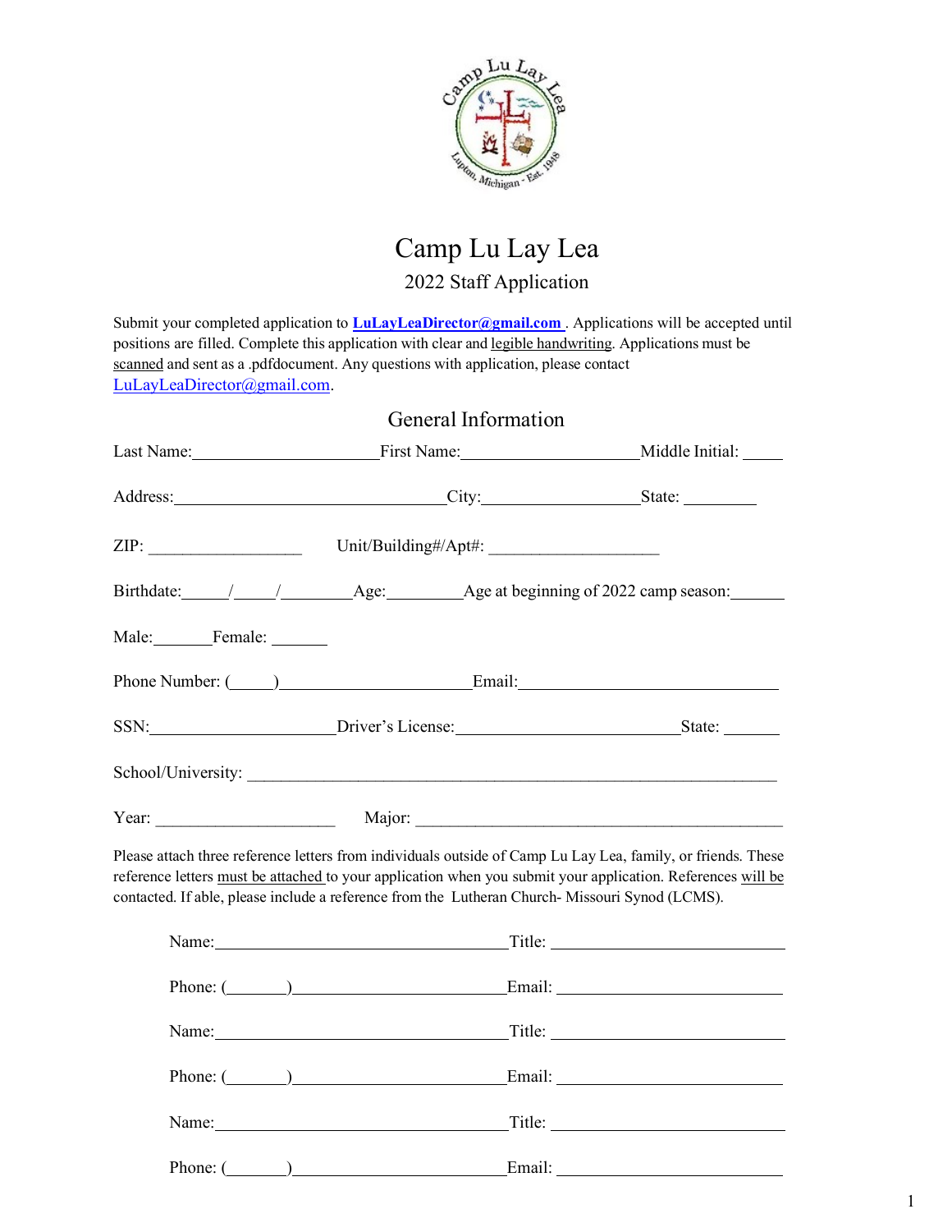// Camp Lu Lay Lea

# Camp Lu Lay Lea

## 2022 Staff Application

Submit your completed application to **LuLayLeaDirector@gmail.com** . Applications will be accepted until positions are filled. Complete this application with clear and legible handwriting. Applications must be scanned and sent as a .pdfdocument. Any questions with application, please contact LuLayLeaDirector@gmail.com.

## General Information

Last Name:______________________First Name:____________________Middle Initial: _____

Address:________________________________City:__________________State: _________

ZIP: __________________ Unit/Building#/Apt#: ____________________

Birthdate:_____/_____/________Age:_________Age at beginning of 2022 camp season:______

Male:_______Female: _______

Phone Number: (_____)______________________Email:_______________________________

SSN:______________________Driver's License:__________________________State: _______

School/University: _________________________________________________________________

Year: _____________________ Major: ____________________________________________

Please attach three reference letters from individuals outside of Camp Lu Lay Lea, family, or friends. These reference letters must be attached to your application when you submit your application. References will be contacted. If able, please include a reference from the Lutheran Church- Missouri Synod (LCMS).

Name:___________________________________Title: ____________________________

Phone: (_______)__________________________Email: ___________________________

Name:___________________________________Title: ____________________________

Phone: (_______)__________________________Email: ___________________________

Name:___________________________________Title: ____________________________

Phone: (_______)__________________________Email: ___________________________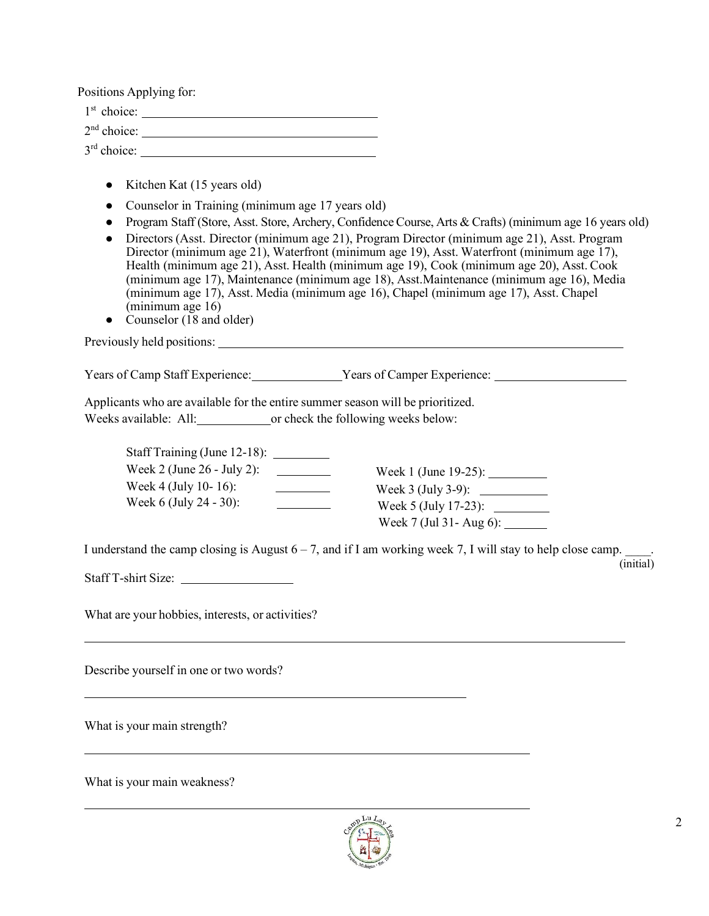Positions Applying for:

1st choice: ______________________________

2nd choice: ______________________________

3rd choice: ______________________________

- Kitchen Kat (15 years old)
- Counselor in Training (minimum age 17 years old)
- Program Staff (Store, Asst. Store, Archery, Confidence Course, Arts & Crafts) (minimum age 16 years old)
- Directors (Asst. Director (minimum age 21), Program Director (minimum age 21), Asst. Program Director (minimum age 21), Waterfront (minimum age 19), Asst. Waterfront (minimum age 17), Health (minimum age 21), Asst. Health (minimum age 19), Cook (minimum age 20), Asst. Cook (minimum age 17), Maintenance (minimum age 18), Asst.Maintenance (minimum age 16), Media (minimum age 17), Asst. Media (minimum age 16), Chapel (minimum age 17), Asst. Chapel (minimum age 16)
- Counselor (18 and older)

Previously held positions: ______________________________________________________

Years of Camp Staff Experience:____________ Years of Camper Experience: ________________

Applicants who are available for the entire summer season will be prioritized.

Weeks available: All:__________ or check the following weeks below:

Staff Training (June 12-18): ________

Week 1 (June 19-25): ________

Week 2 (June 26 - July 2): ________

Week 3 (July 3-9): ________

Week 4 (July 10- 16): ________

Week 5 (July 17-23): ________

Week 6 (July 24 - 30): ________

Week 7 (Jul 31- Aug 6): ________

I understand the camp closing is August 6 – 7, and if I am working week 7, I will stay to help close camp. ____.
(initial)

Staff T-shirt Size: ______________

What are your hobbies, interests, or activities?

______________________________________________________________________

Describe yourself in one or two words?

______________________________________________________

What is your main strength?

______________________________________________________________

What is your main weakness?

______________________________________________________________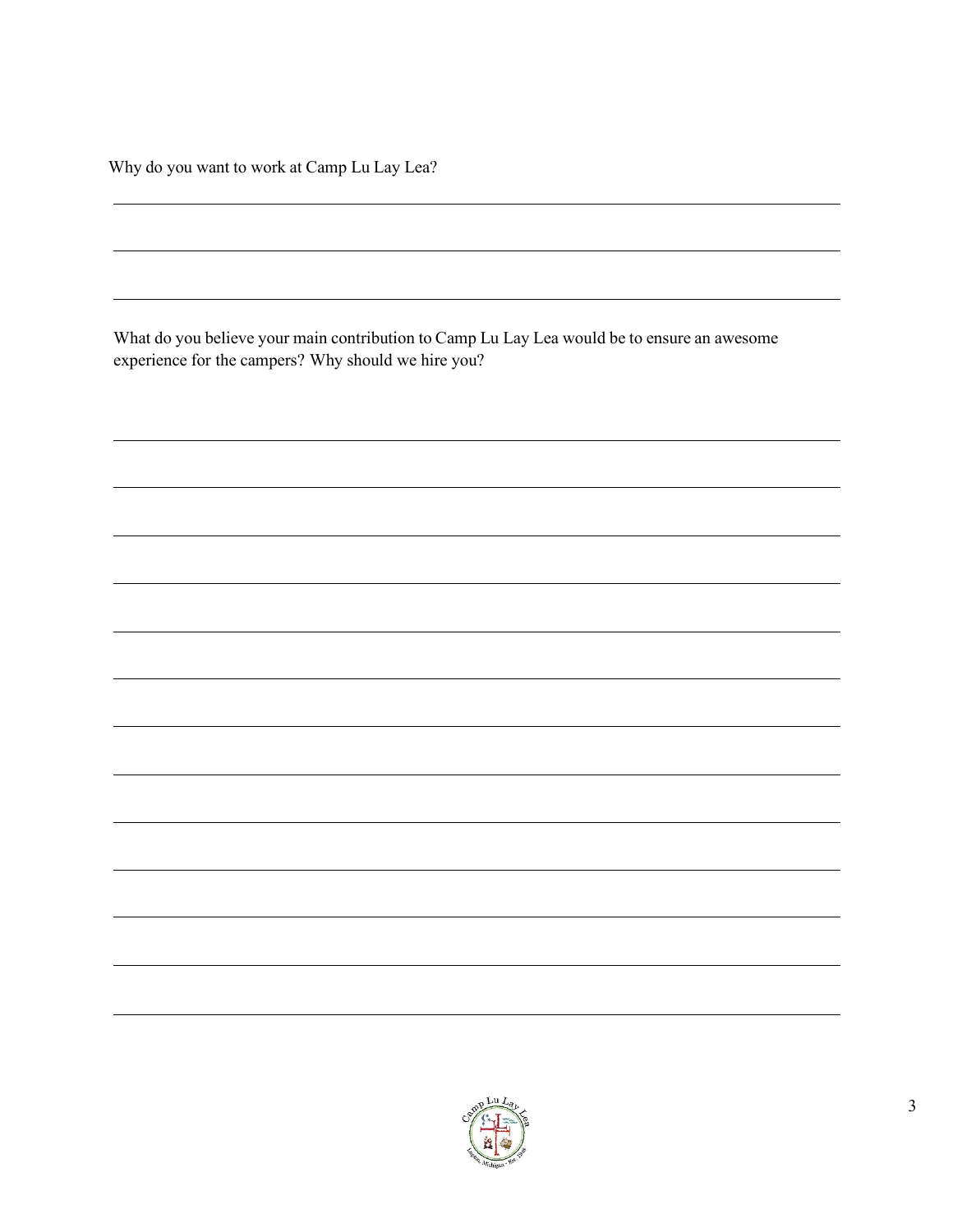Why do you want to work at Camp Lu Lay Lea?

\_\_\_\_\_\_\_\_\_\_\_\_\_\_\_\_\_\_\_\_\_\_\_\_\_\_\_\_\_\_\_\_\_\_\_\_\_\_\_\_\_\_\_\_\_\_\_\_\_\_\_\_\_\_\_\_\_\_\_\_\_\_\_\_\_\_\_\_\_\_\_\_\_\_\_\_\_\_

\_\_\_\_\_\_\_\_\_\_\_\_\_\_\_\_\_\_\_\_\_\_\_\_\_\_\_\_\_\_\_\_\_\_\_\_\_\_\_\_\_\_\_\_\_\_\_\_\_\_\_\_\_\_\_\_\_\_\_\_\_\_\_\_\_\_\_\_\_\_\_\_\_\_\_\_\_\_

\_\_\_\_\_\_\_\_\_\_\_\_\_\_\_\_\_\_\_\_\_\_\_\_\_\_\_\_\_\_\_\_\_\_\_\_\_\_\_\_\_\_\_\_\_\_\_\_\_\_\_\_\_\_\_\_\_\_\_\_\_\_\_\_\_\_\_\_\_\_\_\_\_\_\_\_\_\_

What do you believe your main contribution to Camp Lu Lay Lea would be to ensure an awesome experience for the campers? Why should we hire you?

\_\_\_\_\_\_\_\_\_\_\_\_\_\_\_\_\_\_\_\_\_\_\_\_\_\_\_\_\_\_\_\_\_\_\_\_\_\_\_\_\_\_\_\_\_\_\_\_\_\_\_\_\_\_\_\_\_\_\_\_\_\_\_\_\_\_\_\_\_\_\_\_\_\_\_\_\_\_

\_\_\_\_\_\_\_\_\_\_\_\_\_\_\_\_\_\_\_\_\_\_\_\_\_\_\_\_\_\_\_\_\_\_\_\_\_\_\_\_\_\_\_\_\_\_\_\_\_\_\_\_\_\_\_\_\_\_\_\_\_\_\_\_\_\_\_\_\_\_\_\_\_\_\_\_\_\_

\_\_\_\_\_\_\_\_\_\_\_\_\_\_\_\_\_\_\_\_\_\_\_\_\_\_\_\_\_\_\_\_\_\_\_\_\_\_\_\_\_\_\_\_\_\_\_\_\_\_\_\_\_\_\_\_\_\_\_\_\_\_\_\_\_\_\_\_\_\_\_\_\_\_\_\_\_\_

\_\_\_\_\_\_\_\_\_\_\_\_\_\_\_\_\_\_\_\_\_\_\_\_\_\_\_\_\_\_\_\_\_\_\_\_\_\_\_\_\_\_\_\_\_\_\_\_\_\_\_\_\_\_\_\_\_\_\_\_\_\_\_\_\_\_\_\_\_\_\_\_\_\_\_\_\_\_

\_\_\_\_\_\_\_\_\_\_\_\_\_\_\_\_\_\_\_\_\_\_\_\_\_\_\_\_\_\_\_\_\_\_\_\_\_\_\_\_\_\_\_\_\_\_\_\_\_\_\_\_\_\_\_\_\_\_\_\_\_\_\_\_\_\_\_\_\_\_\_\_\_\_\_\_\_\_

\_\_\_\_\_\_\_\_\_\_\_\_\_\_\_\_\_\_\_\_\_\_\_\_\_\_\_\_\_\_\_\_\_\_\_\_\_\_\_\_\_\_\_\_\_\_\_\_\_\_\_\_\_\_\_\_\_\_\_\_\_\_\_\_\_\_\_\_\_\_\_\_\_\_\_\_\_\_

\_\_\_\_\_\_\_\_\_\_\_\_\_\_\_\_\_\_\_\_\_\_\_\_\_\_\_\_\_\_\_\_\_\_\_\_\_\_\_\_\_\_\_\_\_\_\_\_\_\_\_\_\_\_\_\_\_\_\_\_\_\_\_\_\_\_\_\_\_\_\_\_\_\_\_\_\_\_

\_\_\_\_\_\_\_\_\_\_\_\_\_\_\_\_\_\_\_\_\_\_\_\_\_\_\_\_\_\_\_\_\_\_\_\_\_\_\_\_\_\_\_\_\_\_\_\_\_\_\_\_\_\_\_\_\_\_\_\_\_\_\_\_\_\_\_\_\_\_\_\_\_\_\_\_\_\_

\_\_\_\_\_\_\_\_\_\_\_\_\_\_\_\_\_\_\_\_\_\_\_\_\_\_\_\_\_\_\_\_\_\_\_\_\_\_\_\_\_\_\_\_\_\_\_\_\_\_\_\_\_\_\_\_\_\_\_\_\_\_\_\_\_\_\_\_\_\_\_\_\_\_\_\_\_\_

\_\_\_\_\_\_\_\_\_\_\_\_\_\_\_\_\_\_\_\_\_\_\_\_\_\_\_\_\_\_\_\_\_\_\_\_\_\_\_\_\_\_\_\_\_\_\_\_\_\_\_\_\_\_\_\_\_\_\_\_\_\_\_\_\_\_\_\_\_\_\_\_\_\_\_\_\_\_

\_\_\_\_\_\_\_\_\_\_\_\_\_\_\_\_\_\_\_\_\_\_\_\_\_\_\_\_\_\_\_\_\_\_\_\_\_\_\_\_\_\_\_\_\_\_\_\_\_\_\_\_\_\_\_\_\_\_\_\_\_\_\_\_\_\_\_\_\_\_\_\_\_\_\_\_\_\_

\_\_\_\_\_\_\_\_\_\_\_\_\_\_\_\_\_\_\_\_\_\_\_\_\_\_\_\_\_\_\_\_\_\_\_\_\_\_\_\_\_\_\_\_\_\_\_\_\_\_\_\_\_\_\_\_\_\_\_\_\_\_\_\_\_\_\_\_\_\_\_\_\_\_\_\_\_\_

\_\_\_\_\_\_\_\_\_\_\_\_\_\_\_\_\_\_\_\_\_\_\_\_\_\_\_\_\_\_\_\_\_\_\_\_\_\_\_\_\_\_\_\_\_\_\_\_\_\_\_\_\_\_\_\_\_\_\_\_\_\_\_\_\_\_\_\_\_\_\_\_\_\_\_\_\_\_

\_\_\_\_\_\_\_\_\_\_\_\_\_\_\_\_\_\_\_\_\_\_\_\_\_\_\_\_\_\_\_\_\_\_\_\_\_\_\_\_\_\_\_\_\_\_\_\_\_\_\_\_\_\_\_\_\_\_\_\_\_\_\_\_\_\_\_\_\_\_\_\_\_\_\_\_\_\_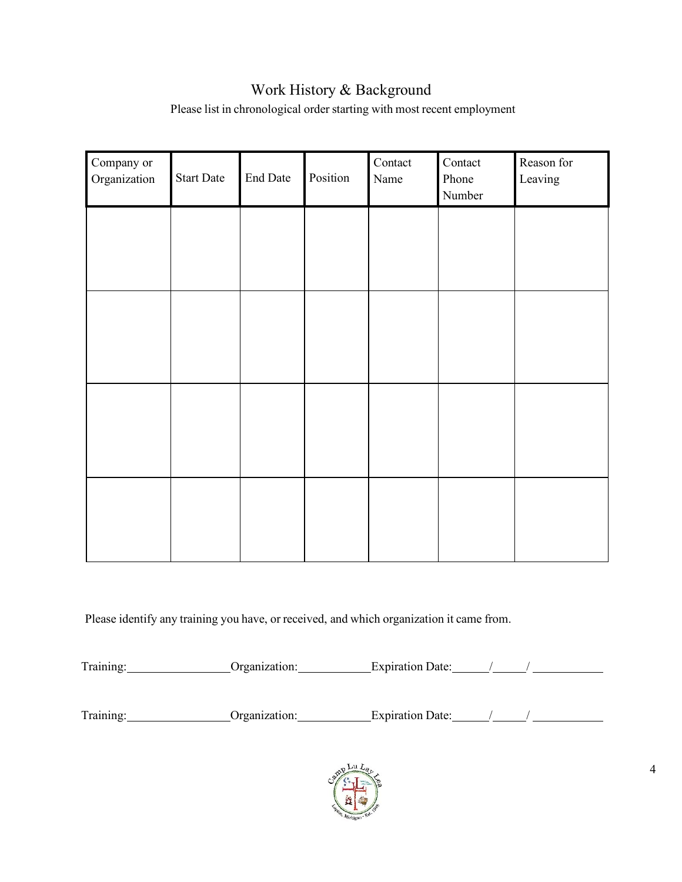# Work History & Background

Please list in chronological order starting with most recent employment

| Company or Organization | Start Date | End Date | Position | Contact Name | Contact Phone Number | Reason for Leaving |
|---|---|---|---|---|---|---|
| | | | | | | |
| | | | | | | |
| | | | | | | |
| | | | | | | |

Please identify any training you have, or received, and which organization it came from.

Training:________________Organization:___________Expiration Date:_____/_____/ ___________

Training:________________Organization:___________Expiration Date:_____/_____/ ___________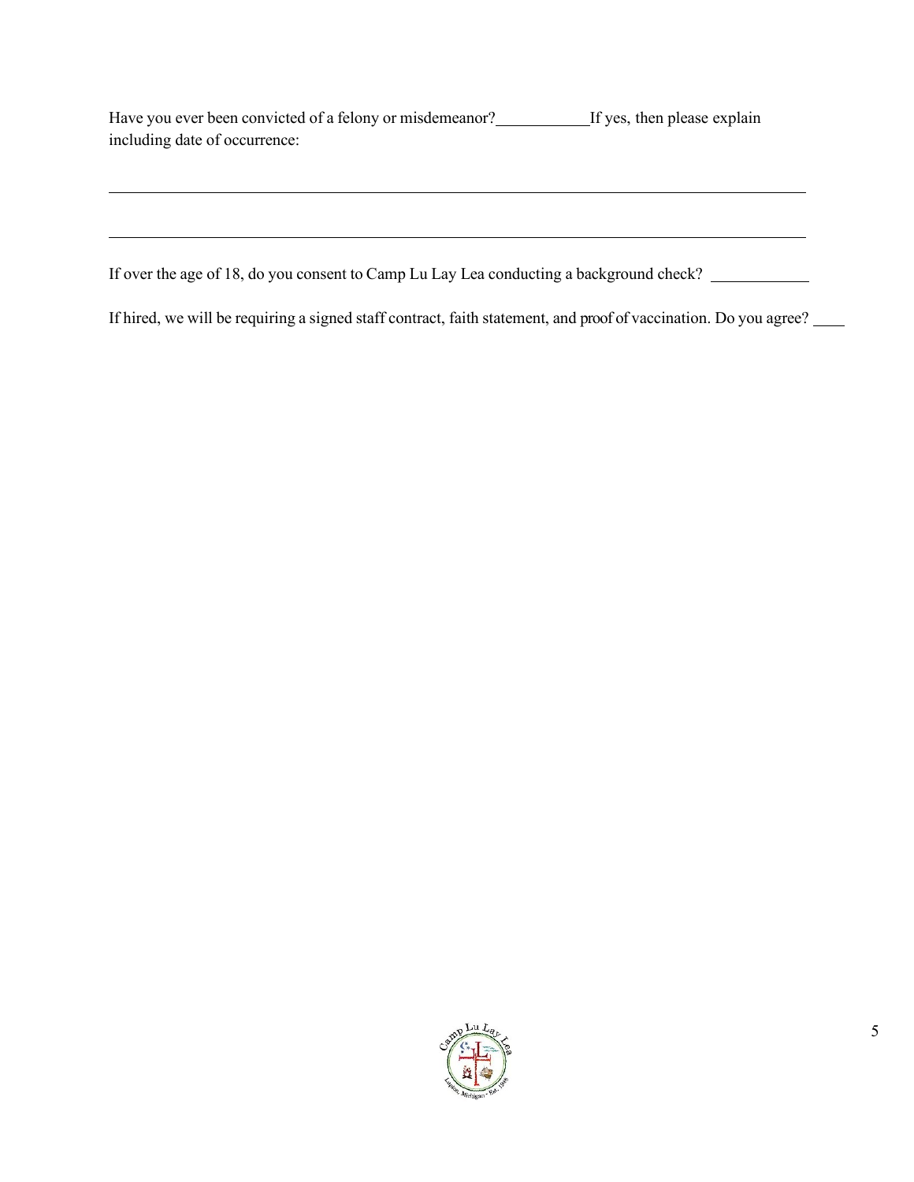Have you ever been convicted of a felony or misdemeanor?\_\_\_\_\_\_\_\_\_\_\_\_If yes, then please explain including date of occurrence:

\_\_\_\_\_\_\_\_\_\_\_\_\_\_\_\_\_\_\_\_\_\_\_\_\_\_\_\_\_\_\_\_\_\_\_\_\_\_\_\_\_\_\_\_\_\_\_\_\_\_\_\_\_\_\_\_\_\_\_\_\_\_\_\_\_\_\_\_\_\_\_\_

\_\_\_\_\_\_\_\_\_\_\_\_\_\_\_\_\_\_\_\_\_\_\_\_\_\_\_\_\_\_\_\_\_\_\_\_\_\_\_\_\_\_\_\_\_\_\_\_\_\_\_\_\_\_\_\_\_\_\_\_\_\_\_\_\_\_\_\_\_\_\_\_

If over the age of 18, do you consent to Camp Lu Lay Lea conducting a background check? \_\_\_\_\_\_\_\_\_\_\_\_

If hired, we will be requiring a signed staff contract, faith statement, and proof of vaccination. Do you agree? \_\_\_\_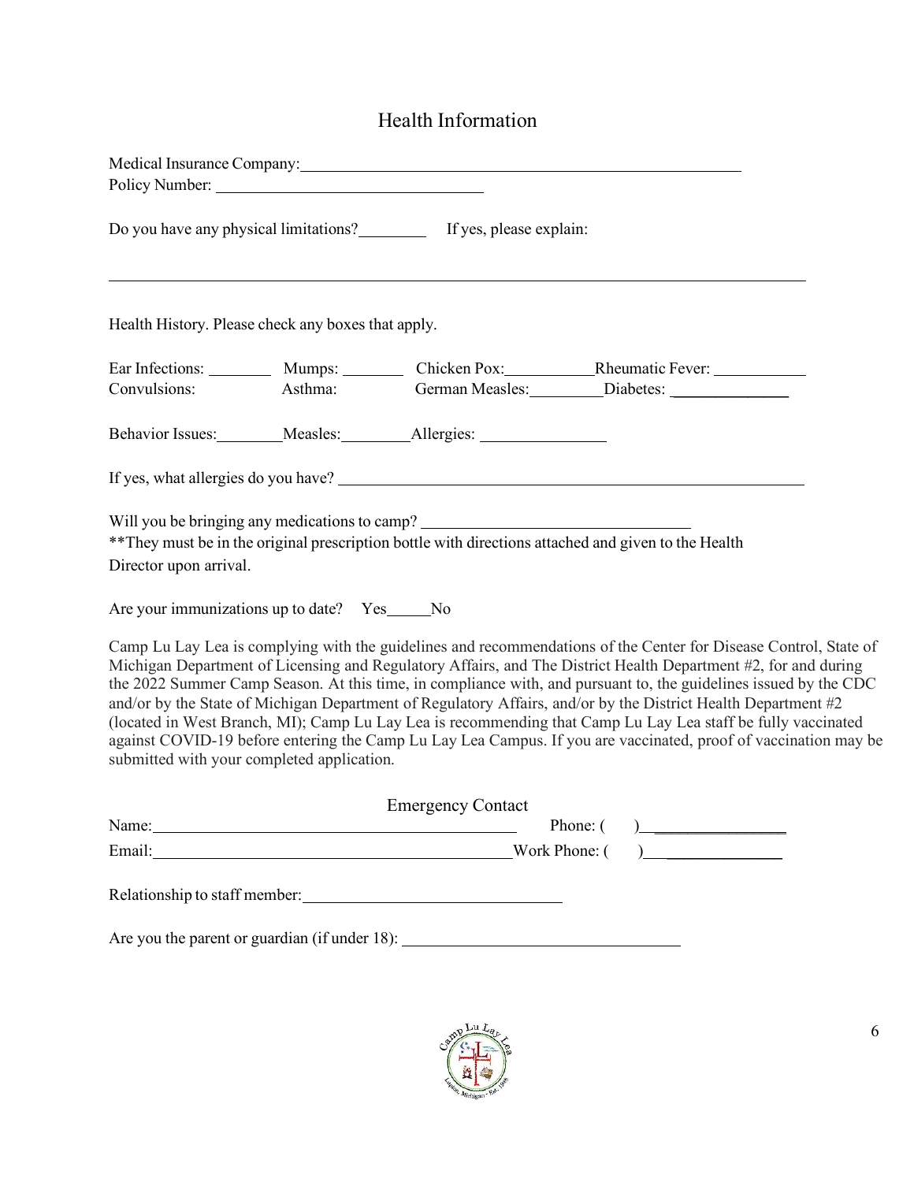## Health Information

Medical Insurance Company: ___________________________________________

Policy Number: ___________________________

Do you have any physical limitations? ________ If yes, please explain:

_______________________________________________________________________

Health History. Please check any boxes that apply.

Ear Infections: ________ Mumps: ________ Chicken Pox: ___________ Rheumatic Fever: ___________

Convulsions: Asthma: German Measles: _________ Diabetes: ______________

Behavior Issues: ________ Measles: ________ Allergies: _______________

If yes, what allergies do you have? _____________________________________________

Will you be bringing any medications to camp? _____________________________

**They must be in the original prescription bottle with directions attached and given to the Health Director upon arrival.

Are your immunizations up to date? Yes_____No

Camp Lu Lay Lea is complying with the guidelines and recommendations of the Center for Disease Control, State of Michigan Department of Licensing and Regulatory Affairs, and The District Health Department #2, for and during the 2022 Summer Camp Season. At this time, in compliance with, and pursuant to, the guidelines issued by the CDC and/or by the State of Michigan Department of Regulatory Affairs, and/or by the District Health Department #2 (located in West Branch, MI); Camp Lu Lay Lea is recommending that Camp Lu Lay Lea staff be fully vaccinated against COVID-19 before entering the Camp Lu Lay Lea Campus. If you are vaccinated, proof of vaccination may be submitted with your completed application.

## Emergency Contact

Name: ____________________________________ Phone: ( ) _______________

Email: ____________________________________ Work Phone: ( ) _______________

Relationship to staff member: ___________________________

Are you the parent or guardian (if under 18): _____________________________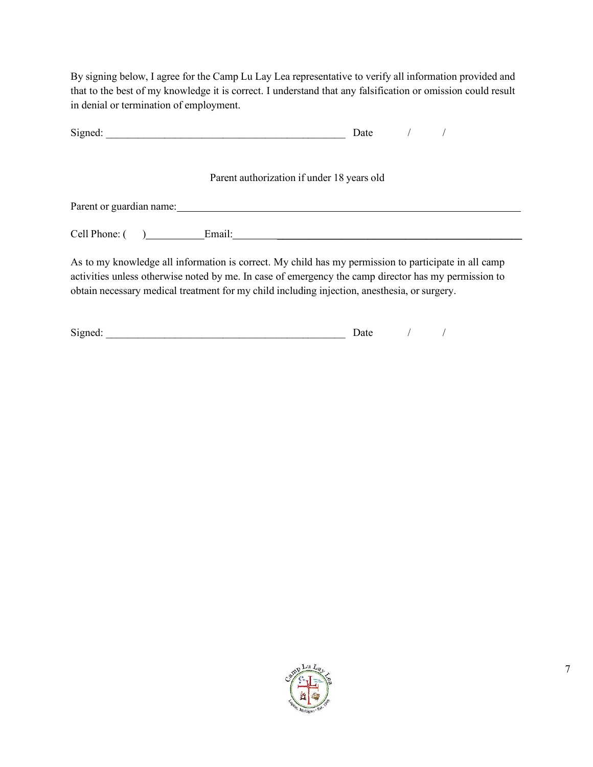By signing below, I agree for the Camp Lu Lay Lea representative to verify all information provided and that to the best of my knowledge it is correct. I understand that any falsification or omission could result in denial or termination of employment.

Signed: _______________________________________________ Date / /

Parent authorization if under 18 years old

Parent or guardian name:_______________________________________________________________________

Cell Phone: ( )___________Email:___________________________________________________________

As to my knowledge all information is correct. My child has my permission to participate in all camp activities unless otherwise noted by me. In case of emergency the camp director has my permission to obtain necessary medical treatment for my child including injection, anesthesia, or surgery.

Signed: _______________________________________________ Date / /